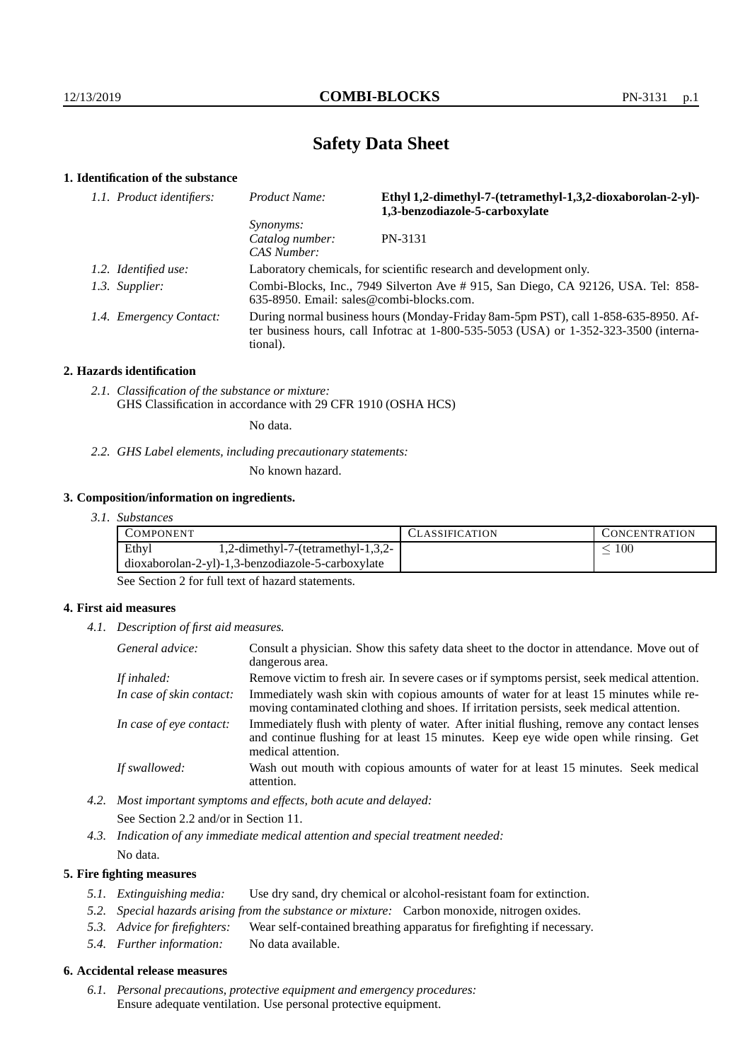# Safety Data Sheet

## 1. Identification of the substance

*1.1. Product identifiers:*

*Product Name:* **Ethyl 1,2-dimethyl-7-(tetramethyl-1,3,2-dioxaborolan-2-yl)-1,3-benzodiazole-5-carboxylate**

*Synonyms:*

*Catalog number:* PN-3131

*CAS Number:*

*1.2. Identified use:* Laboratory chemicals, for scientific research and development only.

*1.3. Supplier:* Combi-Blocks, Inc., 7949 Silverton Ave # 915, San Diego, CA 92126, USA. Tel: 858-635-8950. Email: sales@combi-blocks.com.

*1.4. Emergency Contact:* During normal business hours (Monday-Friday 8am-5pm PST), call 1-858-635-8950. After business hours, call Infotrac at 1-800-535-5053 (USA) or 1-352-323-3500 (international).

## 2. Hazards identification

*2.1. Classification of the substance or mixture:*
GHS Classification in accordance with 29 CFR 1910 (OSHA HCS)

No data.

*2.2. GHS Label elements, including precautionary statements:*

No known hazard.

## 3. Composition/information on ingredients.

*3.1. Substances*

| COMPONENT | CLASSIFICATION | CONCENTRATION |
|---|---|---|
| Ethyl 1,2-dimethyl-7-(tetramethyl-1,3,2-dioxaborolan-2-yl)-1,3-benzodiazole-5-carboxylate | | ≤ 100 |

See Section 2 for full text of hazard statements.

## 4. First aid measures

*4.1. Description of first aid measures.*

*General advice:* Consult a physician. Show this safety data sheet to the doctor in attendance. Move out of dangerous area.

*If inhaled:* Remove victim to fresh air. In severe cases or if symptoms persist, seek medical attention.

*In case of skin contact:* Immediately wash skin with copious amounts of water for at least 15 minutes while removing contaminated clothing and shoes. If irritation persists, seek medical attention.

*In case of eye contact:* Immediately flush with plenty of water. After initial flushing, remove any contact lenses and continue flushing for at least 15 minutes. Keep eye wide open while rinsing. Get medical attention.

*If swallowed:* Wash out mouth with copious amounts of water for at least 15 minutes. Seek medical attention.

*4.2. Most important symptoms and effects, both acute and delayed:*

See Section 2.2 and/or in Section 11.

*4.3. Indication of any immediate medical attention and special treatment needed:*

No data.

## 5. Fire fighting measures

*5.1. Extinguishing media:* Use dry sand, dry chemical or alcohol-resistant foam for extinction.

*5.2. Special hazards arising from the substance or mixture:* Carbon monoxide, nitrogen oxides.

*5.3. Advice for firefighters:* Wear self-contained breathing apparatus for firefighting if necessary.

*5.4. Further information:* No data available.

## 6. Accidental release measures

*6.1. Personal precautions, protective equipment and emergency procedures:*
Ensure adequate ventilation. Use personal protective equipment.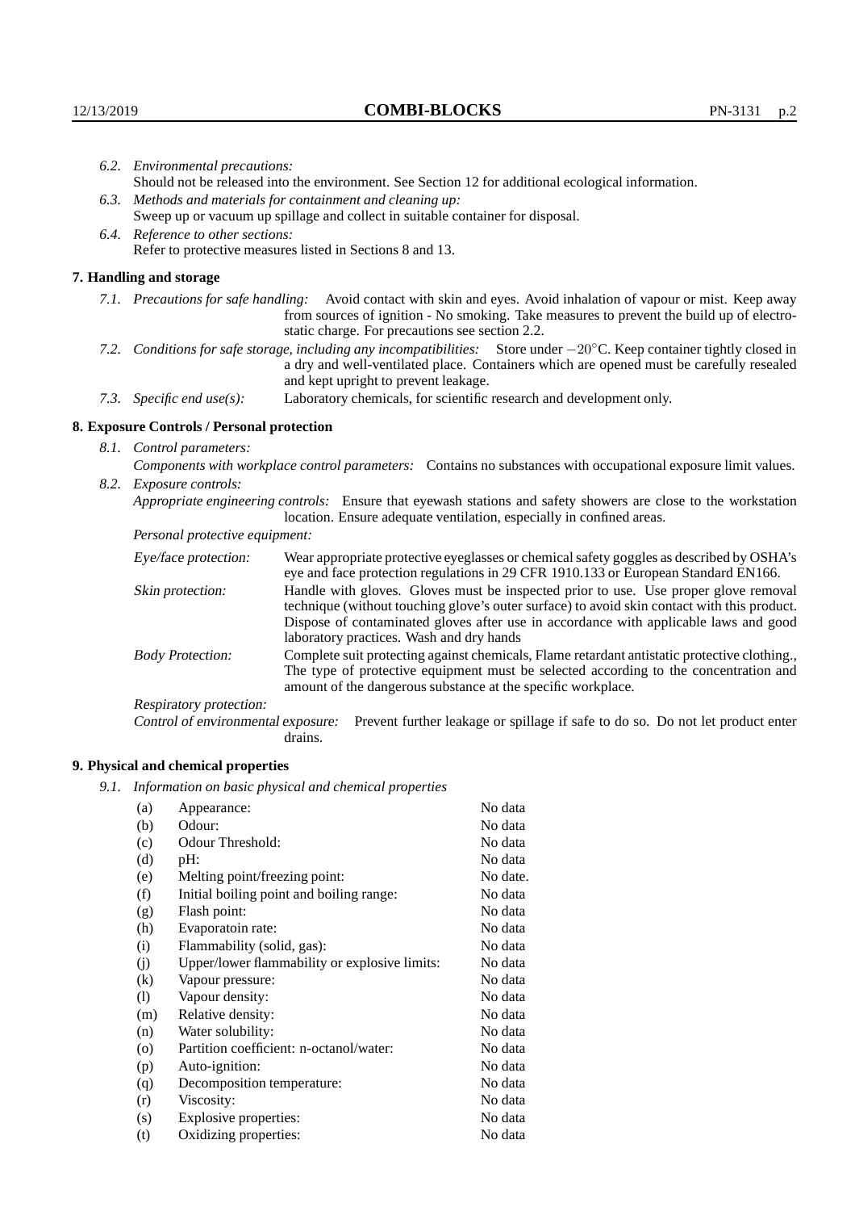*6.2. Environmental precautions:*
Should not be released into the environment. See Section 12 for additional ecological information.

*6.3. Methods and materials for containment and cleaning up:*
Sweep up or vacuum up spillage and collect in suitable container for disposal.

*6.4. Reference to other sections:*
Refer to protective measures listed in Sections 8 and 13.

## 7. Handling and storage

*7.1. Precautions for safe handling:* Avoid contact with skin and eyes. Avoid inhalation of vapour or mist. Keep away from sources of ignition - No smoking. Take measures to prevent the build up of electrostatic charge. For precautions see section 2.2.

*7.2. Conditions for safe storage, including any incompatibilities:* Store under $-20^{\circ}$C. Keep container tightly closed in a dry and well-ventilated place. Containers which are opened must be carefully resealed and kept upright to prevent leakage.

*7.3. Specific end use(s):* Laboratory chemicals, for scientific research and development only.

## 8. Exposure Controls / Personal protection

*8.1. Control parameters:*

*Components with workplace control parameters:* Contains no substances with occupational exposure limit values.

*8.2. Exposure controls:*

*Appropriate engineering controls:* Ensure that eyewash stations and safety showers are close to the workstation location. Ensure adequate ventilation, especially in confined areas.

*Personal protective equipment:*

*Eye/face protection:* Wear appropriate protective eyeglasses or chemical safety goggles as described by OSHA's eye and face protection regulations in 29 CFR 1910.133 or European Standard EN166.

*Skin protection:* Handle with gloves. Gloves must be inspected prior to use. Use proper glove removal technique (without touching glove's outer surface) to avoid skin contact with this product. Dispose of contaminated gloves after use in accordance with applicable laws and good laboratory practices. Wash and dry hands

*Body Protection:* Complete suit protecting against chemicals, Flame retardant antistatic protective clothing., The type of protective equipment must be selected according to the concentration and amount of the dangerous substance at the specific workplace.

*Respiratory protection:*

*Control of environmental exposure:* Prevent further leakage or spillage if safe to do so. Do not let product enter drains.

## 9. Physical and chemical properties

*9.1. Information on basic physical and chemical properties*

| | | |
|---|---|---|
| (a) | Appearance: | No data |
| (b) | Odour: | No data |
| (c) | Odour Threshold: | No data |
| (d) | pH: | No data |
| (e) | Melting point/freezing point: | No date. |
| (f) | Initial boiling point and boiling range: | No data |
| (g) | Flash point: | No data |
| (h) | Evaporatoin rate: | No data |
| (i) | Flammability (solid, gas): | No data |
| (j) | Upper/lower flammability or explosive limits: | No data |
| (k) | Vapour pressure: | No data |
| (l) | Vapour density: | No data |
| (m) | Relative density: | No data |
| (n) | Water solubility: | No data |
| (o) | Partition coefficient: n-octanol/water: | No data |
| (p) | Auto-ignition: | No data |
| (q) | Decomposition temperature: | No data |
| (r) | Viscosity: | No data |
| (s) | Explosive properties: | No data |
| (t) | Oxidizing properties: | No data |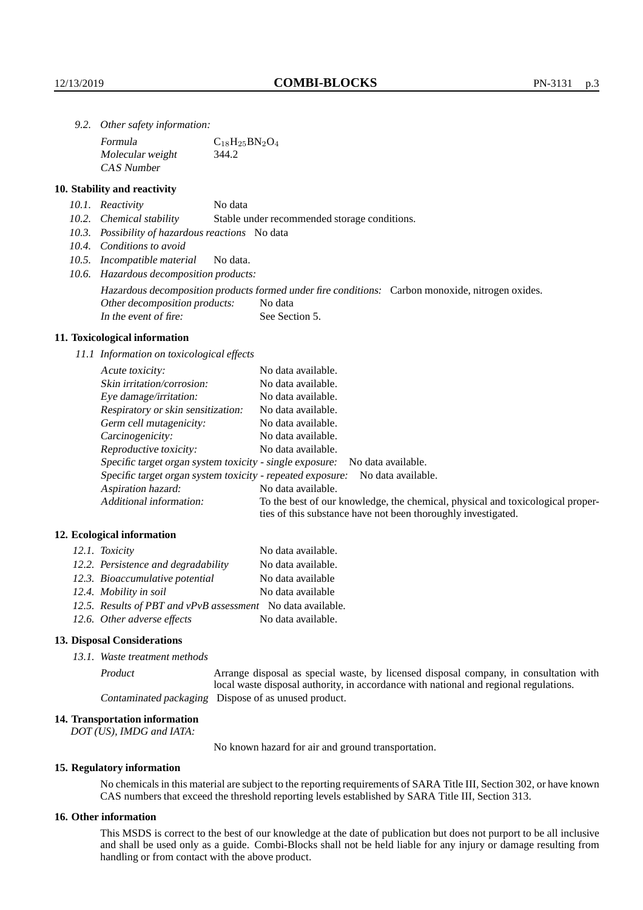*9.2. Other safety information:*

| | |
|---|---|
| *Formula* | $C_{18}H_{25}BN_2O_4$ |
| *Molecular weight* | 344.2 |
| *CAS Number* | |

## 10. Stability and reactivity

*10.1. Reactivity* No data

*10.2. Chemical stability* Stable under recommended storage conditions.

*10.3. Possibility of hazardous reactions* No data

*10.4. Conditions to avoid*

*10.5. Incompatible material* No data.

*10.6. Hazardous decomposition products:*

*Hazardous decomposition products formed under fire conditions:* Carbon monoxide, nitrogen oxides.

*Other decomposition products:* No data

*In the event of fire:* See Section 5.

## 11. Toxicological information

*11.1 Information on toxicological effects*

| | |
|---|---|
| *Acute toxicity:* | No data available. |
| *Skin irritation/corrosion:* | No data available. |
| *Eye damage/irritation:* | No data available. |
| *Respiratory or skin sensitization:* | No data available. |
| *Germ cell mutagenicity:* | No data available. |
| *Carcinogenicity:* | No data available. |
| *Reproductive toxicity:* | No data available. |
| *Specific target organ system toxicity - single exposure:* | No data available. |
| *Specific target organ system toxicity - repeated exposure:* | No data available. |
| *Aspiration hazard:* | No data available. |
| *Additional information:* | To the best of our knowledge, the chemical, physical and toxicological properties of this substance have not been thoroughly investigated. |

## 12. Ecological information

| | |
|---|---|
| *12.1. Toxicity* | No data available. |
| *12.2. Persistence and degradability* | No data available. |
| *12.3. Bioaccumulative potential* | No data available |
| *12.4. Mobility in soil* | No data available |
| *12.5. Results of PBT and vPvB assessment* | No data available. |
| *12.6. Other adverse effects* | No data available. |

## 13. Disposal Considerations

*13.1. Waste treatment methods*

*Product* Arrange disposal as special waste, by licensed disposal company, in consultation with local waste disposal authority, in accordance with national and regional regulations.

*Contaminated packaging* Dispose of as unused product.

## 14. Transportation information

*DOT (US), IMDG and IATA:*

No known hazard for air and ground transportation.

## 15. Regulatory information

No chemicals in this material are subject to the reporting requirements of SARA Title III, Section 302, or have known CAS numbers that exceed the threshold reporting levels established by SARA Title III, Section 313.

## 16. Other information

This MSDS is correct to the best of our knowledge at the date of publication but does not purport to be all inclusive and shall be used only as a guide. Combi-Blocks shall not be held liable for any injury or damage resulting from handling or from contact with the above product.